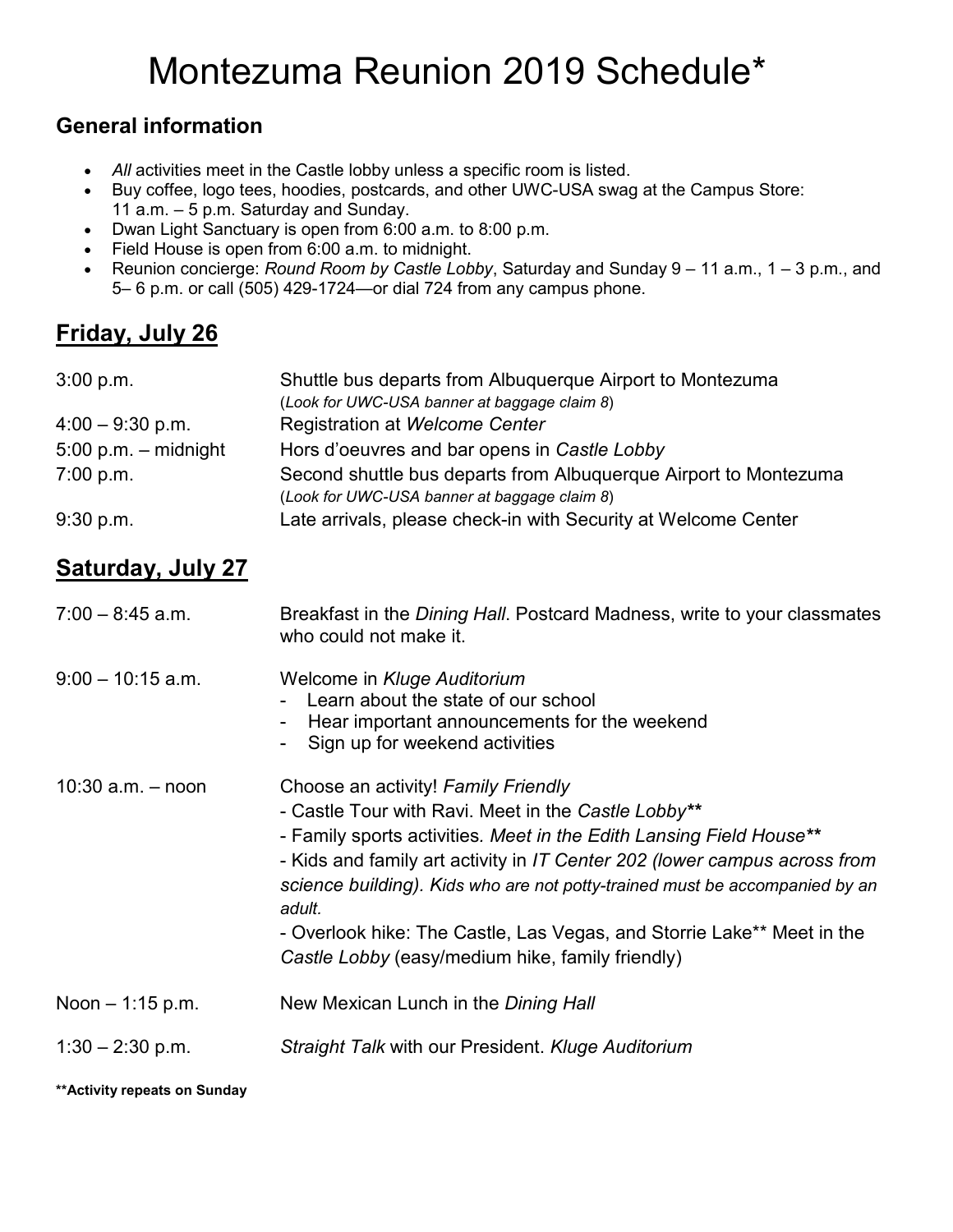# Montezuma Reunion 2019 Schedule*

### General information

- *All* activities meet in the Castle lobby unless a specific room is listed.
- Buy coffee, logo tees, hoodies, postcards, and other UWC-USA swag at the Campus Store: 11 a.m. – 5 p.m. Saturday and Sunday.
- Dwan Light Sanctuary is open from 6:00 a.m. to 8:00 p.m.
- Field House is open from 6:00 a.m. to midnight.
- Reunion concierge: *Round Room by Castle Lobby*, Saturday and Sunday 9 – 11 a.m., 1 – 3 p.m., and 5– 6 p.m. or call (505) 429-1724—or dial 724 from any campus phone.

## Friday, July 26

| | |
|---|---|
| 3:00 p.m. | Shuttle bus departs from Albuquerque Airport to Montezuma (*Look for UWC-USA banner at baggage claim 8*) |
| 4:00 – 9:30 p.m. | Registration at *Welcome Center* |
| 5:00 p.m. – midnight | Hors d'oeuvres and bar opens in *Castle Lobby* |
| 7:00 p.m. | Second shuttle bus departs from Albuquerque Airport to Montezuma (*Look for UWC-USA banner at baggage claim 8*) |
| 9:30 p.m. | Late arrivals, please check-in with Security at Welcome Center |

## Saturday, July 27

| | |
|---|---|
| 7:00 – 8:45 a.m. | Breakfast in the *Dining Hall*. Postcard Madness, write to your classmates who could not make it. |
| 9:00 – 10:15 a.m. | Welcome in *Kluge Auditorium*<br>- Learn about the state of our school<br>- Hear important announcements for the weekend<br>- Sign up for weekend activities |
| 10:30 a.m. – noon | Choose an activity! *Family Friendly*<br>- Castle Tour with Ravi. Meet in the *Castle Lobby***<br>- Family sports activities*. Meet in the Edith Lansing Field House***<br>- Kids and family art activity in *IT Center 202 (lower campus across from science building). Kids who are not potty-trained must be accompanied by an adult.*<br>- Overlook hike: The Castle, Las Vegas, and Storrie Lake** Meet in the *Castle Lobby* (easy/medium hike, family friendly) |
| Noon – 1:15 p.m. | New Mexican Lunch in the *Dining Hall* |
| 1:30 – 2:30 p.m. | *Straight Talk* with our President. *Kluge Auditorium* |

****Activity repeats on Sunday**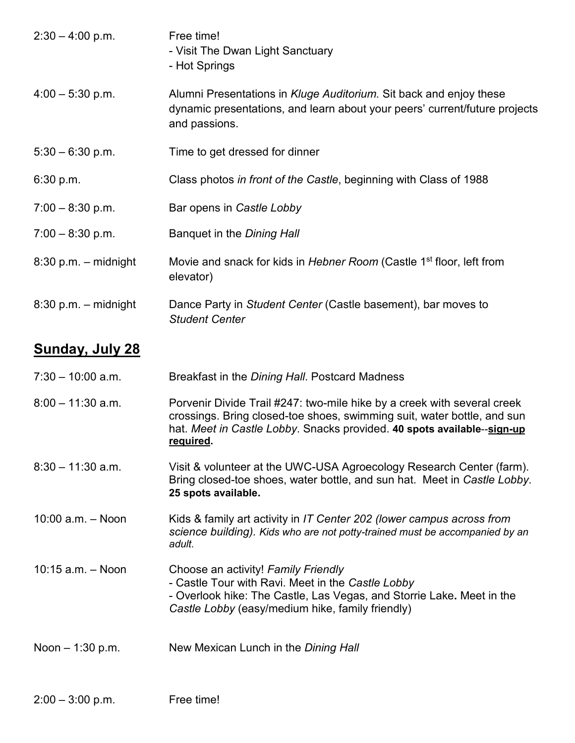| | |
|---|---|
| 2:30 – 4:00 p.m. | Free time!<br>- Visit The Dwan Light Sanctuary<br>- Hot Springs |
| 4:00 – 5:30 p.m. | Alumni Presentations in *Kluge Auditorium.* Sit back and enjoy these dynamic presentations, and learn about your peers' current/future projects and passions. |
| 5:30 – 6:30 p.m. | Time to get dressed for dinner |
| 6:30 p.m. | Class photos *in front of the Castle*, beginning with Class of 1988 |
| 7:00 – 8:30 p.m. | Bar opens in *Castle Lobby* |
| 7:00 – 8:30 p.m. | Banquet in the *Dining Hall* |
| 8:30 p.m. – midnight | Movie and snack for kids in *Hebner Room* (Castle 1st floor, left from elevator) |
| 8:30 p.m. – midnight | Dance Party in *Student Center* (Castle basement), bar moves to *Student Center* |

## Sunday, July 28

| | |
|---|---|
| 7:30 – 10:00 a.m. | Breakfast in the *Dining Hall*. Postcard Madness |
| 8:00 – 11:30 a.m. | Porvenir Divide Trail #247: two-mile hike by a creek with several creek crossings. Bring closed-toe shoes, swimming suit, water bottle, and sun hat. *Meet in Castle Lobby*. Snacks provided. **40 spots available**--**sign-up required.** |
| 8:30 – 11:30 a.m. | Visit & volunteer at the UWC-USA Agroecology Research Center (farm). Bring closed-toe shoes, water bottle, and sun hat. Meet in *Castle Lobby*. **25 spots available.** |
| 10:00 a.m. – Noon | Kids & family art activity in *IT Center 202 (lower campus across from science building). Kids who are not potty-trained must be accompanied by an adult.* |
| 10:15 a.m. – Noon | Choose an activity! *Family Friendly*<br>- Castle Tour with Ravi. Meet in the *Castle Lobby*<br>- Overlook hike: The Castle, Las Vegas, and Storrie Lake**.** Meet in the *Castle Lobby* (easy/medium hike, family friendly) |
| Noon – 1:30 p.m. | New Mexican Lunch in the *Dining Hall* |
| 2:00 – 3:00 p.m. | Free time! |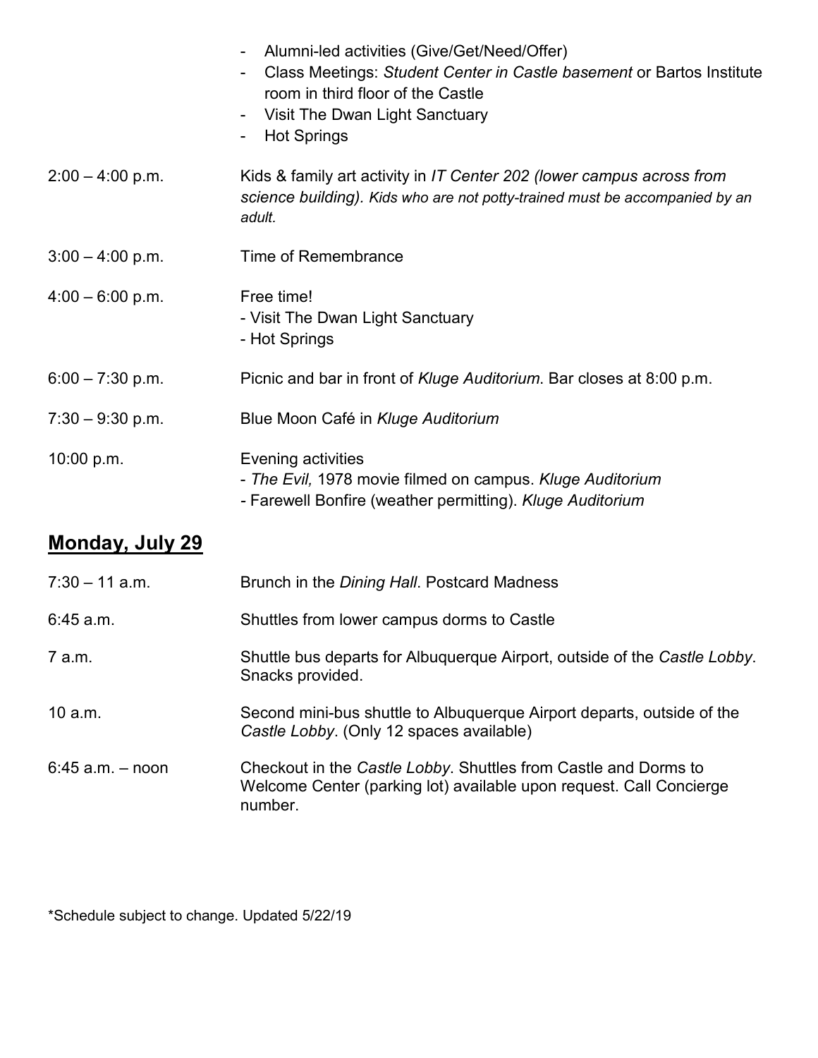- Alumni-led activities (Give/Get/Need/Offer)
- Class Meetings: *Student Center in Castle basement* or Bartos Institute room in third floor of the Castle
- Visit The Dwan Light Sanctuary
- Hot Springs

| | |
|---|---|
| 2:00 – 4:00 p.m. | Kids & family art activity in *IT Center 202 (lower campus across from science building). Kids who are not potty-trained must be accompanied by an adult.* |
| 3:00 – 4:00 p.m. | Time of Remembrance |
| 4:00 – 6:00 p.m. | Free time!<br>- Visit The Dwan Light Sanctuary<br>- Hot Springs |
| 6:00 – 7:30 p.m. | Picnic and bar in front of *Kluge Auditorium*. Bar closes at 8:00 p.m. |
| 7:30 – 9:30 p.m. | Blue Moon Café in *Kluge Auditorium* |
| 10:00 p.m. | Evening activities<br>- *The Evil,* 1978 movie filmed on campus. *Kluge Auditorium*<br>- Farewell Bonfire (weather permitting). *Kluge Auditorium* |

## **Monday, July 29**

| | |
|---|---|
| 7:30 – 11 a.m. | Brunch in the *Dining Hall*. Postcard Madness |
| 6:45 a.m. | Shuttles from lower campus dorms to Castle |
| 7 a.m. | Shuttle bus departs for Albuquerque Airport, outside of the *Castle Lobby*. Snacks provided. |
| 10 a.m. | Second mini-bus shuttle to Albuquerque Airport departs, outside of the *Castle Lobby*. (Only 12 spaces available) |
| 6:45 a.m. – noon | Checkout in the *Castle Lobby*. Shuttles from Castle and Dorms to Welcome Center (parking lot) available upon request. Call Concierge number. |

*Schedule subject to change. Updated 5/22/19